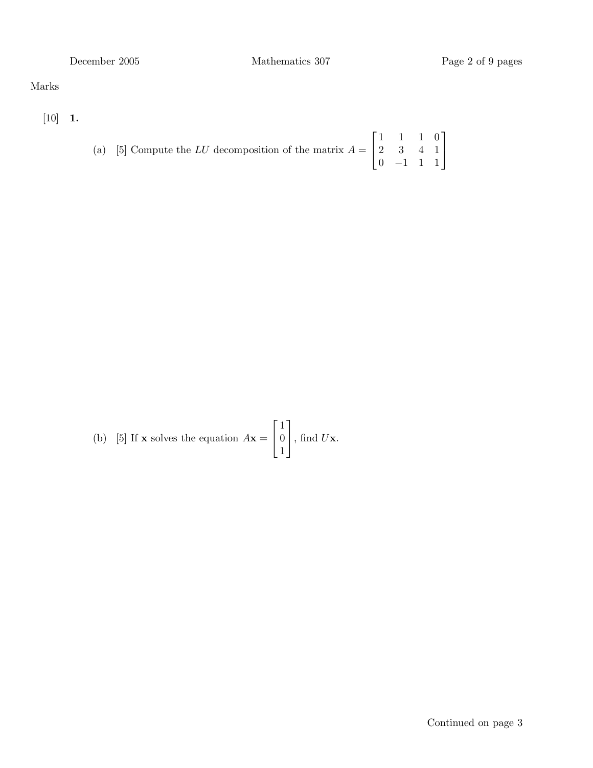Marks

[10] **1.**

(a) [5] Compute the $LU$ decomposition of the matrix $A = \begin{bmatrix} 1 & 1 & 1 & 0 \\ 2 & 3 & 4 & 1 \\ 0 & -1 & 1 & 1 \end{bmatrix}$

(b) [5] If $\mathbf{x}$ solves the equation $A\mathbf{x} = \begin{bmatrix} 1 \\ 0 \\ 1 \end{bmatrix}$, find $U\mathbf{x}$.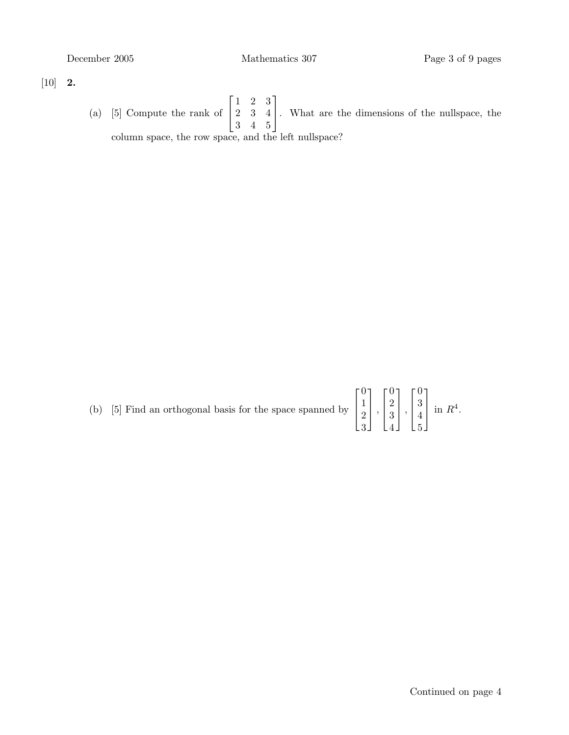[10] **2.**

(a) [5] Compute the rank of $\begin{bmatrix} 1 & 2 & 3 \\ 2 & 3 & 4 \\ 3 & 4 & 5 \end{bmatrix}$. What are the dimensions of the nullspace, the column space, the row space, and the left nullspace?

(b) [5] Find an orthogonal basis for the space spanned by $\begin{bmatrix} 0 \\ 1 \\ 2 \\ 3 \end{bmatrix}, \begin{bmatrix} 0 \\ 2 \\ 3 \\ 4 \end{bmatrix}, \begin{bmatrix} 0 \\ 3 \\ 4 \\ 5 \end{bmatrix}$ in $R^4$.

Continued on page 4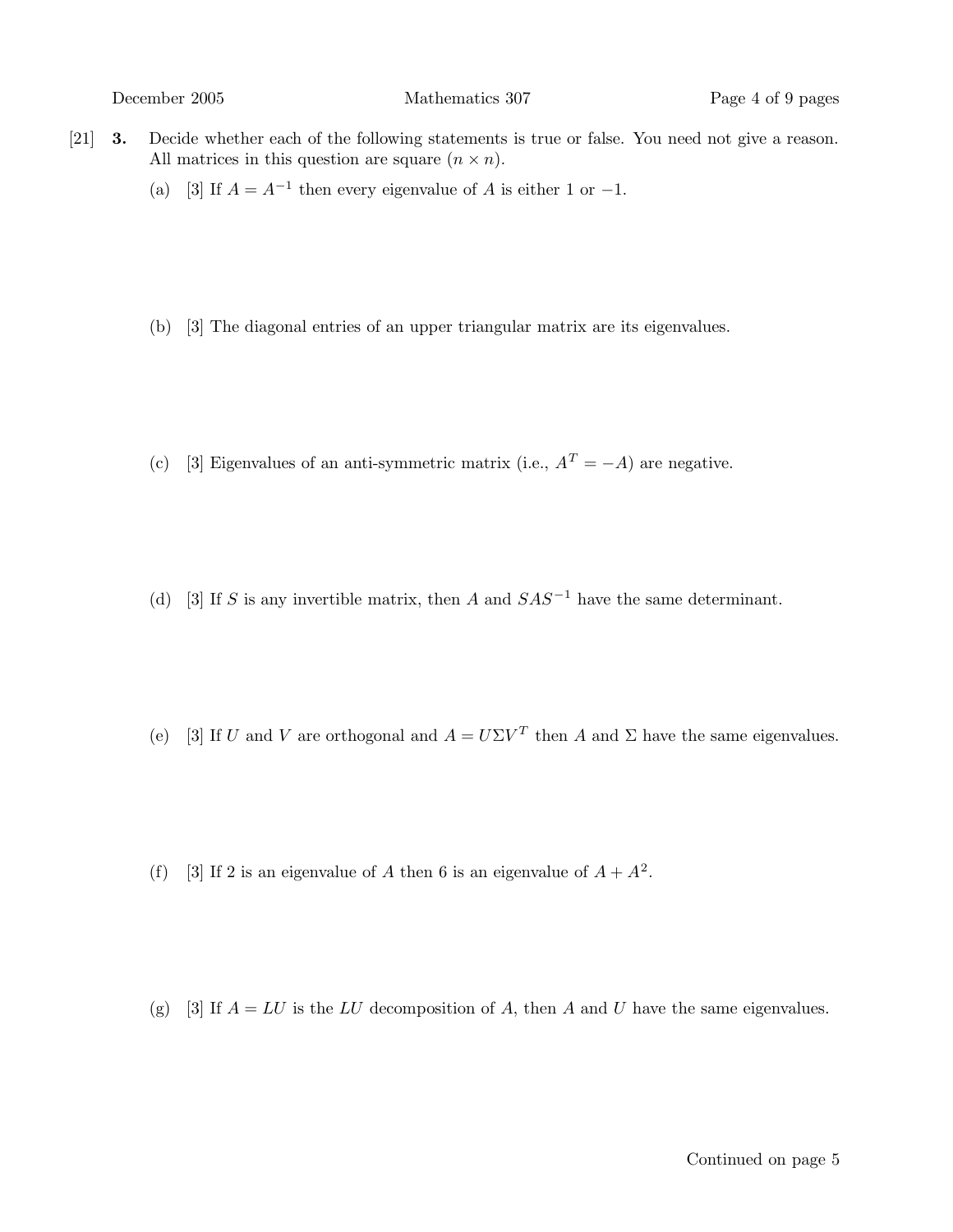[21] **3.** Decide whether each of the following statements is true or false. You need not give a reason. All matrices in this question are square ($n \times n$).

(a) [3] If $A = A^{-1}$ then every eigenvalue of $A$ is either 1 or $-1$.

(b) [3] The diagonal entries of an upper triangular matrix are its eigenvalues.

(c) [3] Eigenvalues of an anti-symmetric matrix (i.e., $A^T = -A$) are negative.

(d) [3] If $S$ is any invertible matrix, then $A$ and $SAS^{-1}$ have the same determinant.

(e) [3] If $U$ and $V$ are orthogonal and $A = U\Sigma V^T$ then $A$ and $\Sigma$ have the same eigenvalues.

(f) [3] If 2 is an eigenvalue of $A$ then 6 is an eigenvalue of $A + A^2$.

(g) [3] If $A = LU$ is the $LU$ decomposition of $A$, then $A$ and $U$ have the same eigenvalues.

Continued on page 5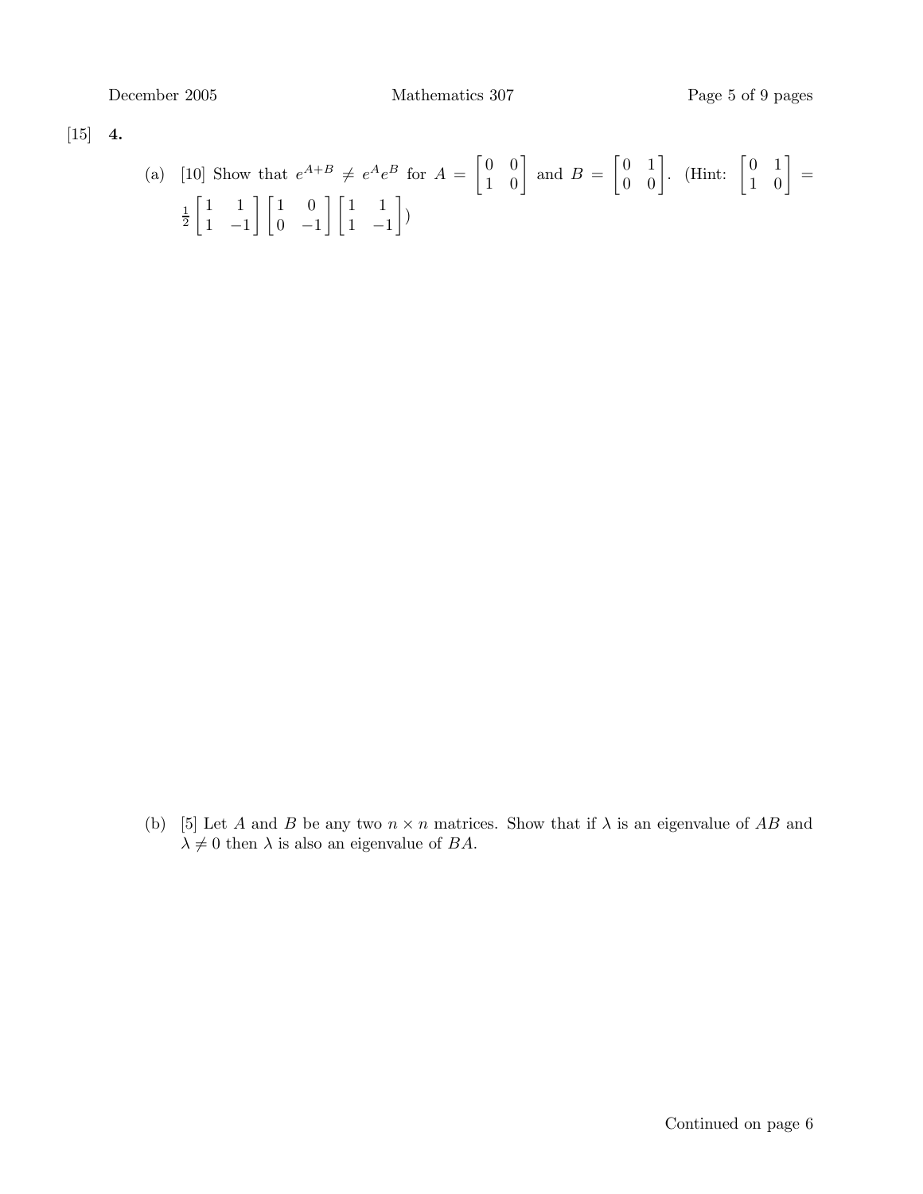[15] **4.**

(a) [10] Show that $e^{A+B} \neq e^A e^B$ for $A = \begin{bmatrix} 0 & 0 \\ 1 & 0 \end{bmatrix}$ and $B = \begin{bmatrix} 0 & 1 \\ 0 & 0 \end{bmatrix}$. (Hint: $\begin{bmatrix} 0 & 1 \\ 1 & 0 \end{bmatrix} = \frac{1}{2}\begin{bmatrix} 1 & 1 \\ 1 & -1 \end{bmatrix}\begin{bmatrix} 1 & 0 \\ 0 & -1 \end{bmatrix}\begin{bmatrix} 1 & 1 \\ 1 & -1 \end{bmatrix}$)

(b) [5] Let $A$ and $B$ be any two $n \times n$ matrices. Show that if $\lambda$ is an eigenvalue of $AB$ and $\lambda \neq 0$ then $\lambda$ is also an eigenvalue of $BA$.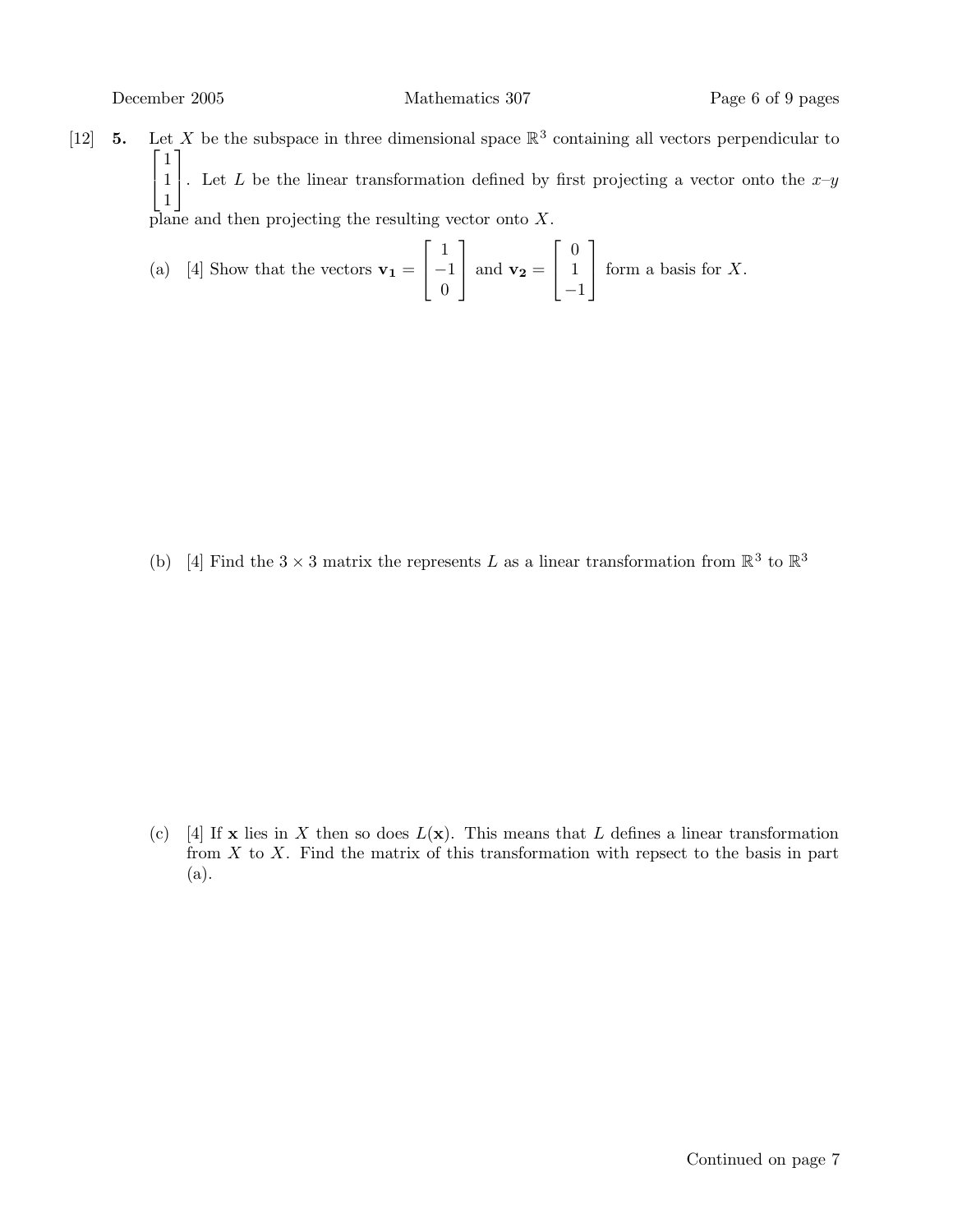[12] **5.** Let $X$ be the subspace in three dimensional space $\mathbb{R}^3$ containing all vectors perpendicular to $\begin{bmatrix} 1 \\ 1 \\ 1 \end{bmatrix}$. Let $L$ be the linear transformation defined by first projecting a vector onto the $x$–$y$ plane and then projecting the resulting vector onto $X$.

(a) [4] Show that the vectors $\mathbf{v_1} = \begin{bmatrix} 1 \\ -1 \\ 0 \end{bmatrix}$ and $\mathbf{v_2} = \begin{bmatrix} 0 \\ 1 \\ -1 \end{bmatrix}$ form a basis for $X$.

(b) [4] Find the $3 \times 3$ matrix the represents $L$ as a linear transformation from $\mathbb{R}^3$ to $\mathbb{R}^3$

(c) [4] If $\mathbf{x}$ lies in $X$ then so does $L(\mathbf{x})$. This means that $L$ defines a linear transformation from $X$ to $X$. Find the matrix of this transformation with repsect to the basis in part (a).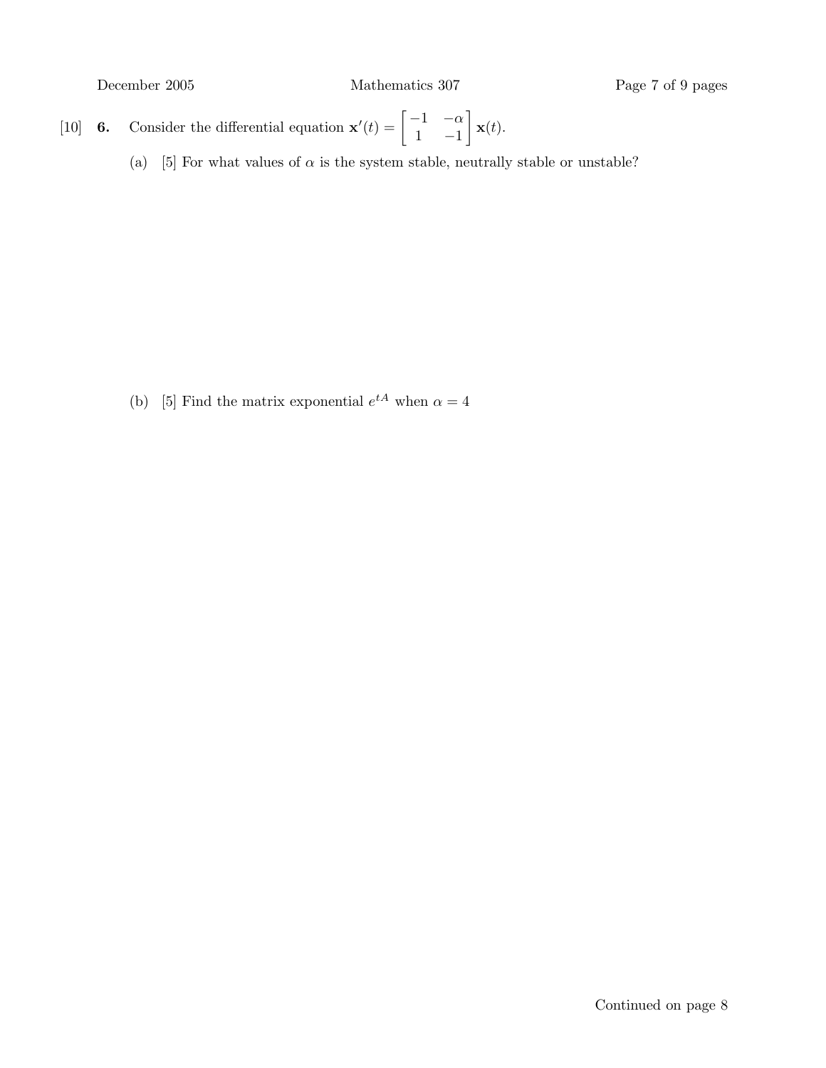[10] **6.** Consider the differential equation $\mathbf{x}'(t) = \begin{bmatrix} -1 & -\alpha \\ 1 & -1 \end{bmatrix} \mathbf{x}(t)$.

(a) [5] For what values of $\alpha$ is the system stable, neutrally stable or unstable?

(b) [5] Find the matrix exponential $e^{tA}$ when $\alpha = 4$

Continued on page 8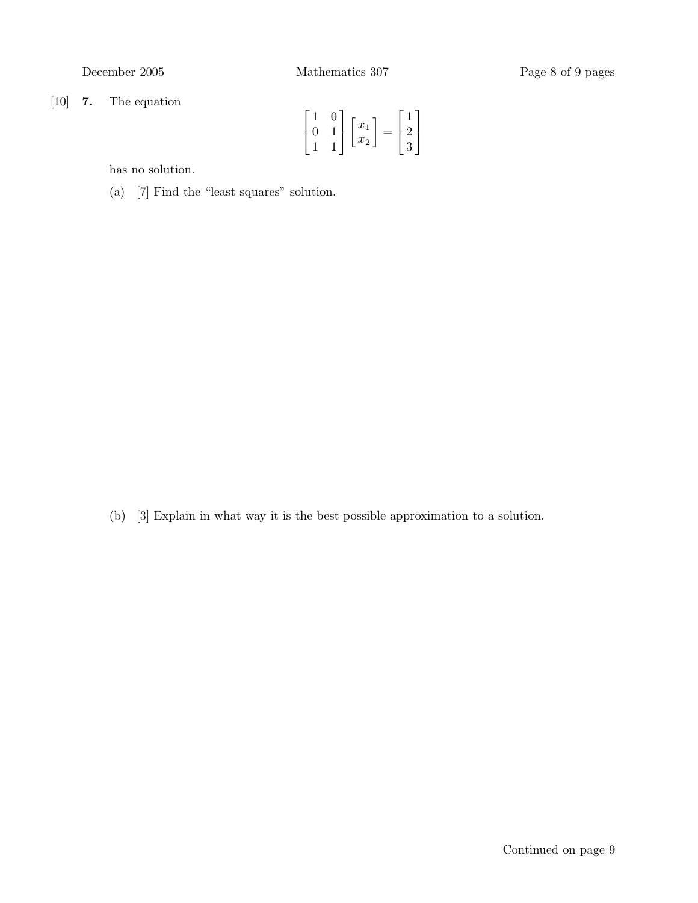[10] **7.** The equation

$$\begin{bmatrix} 1 & 0 \\ 0 & 1 \\ 1 & 1 \end{bmatrix} \begin{bmatrix} x_1 \\ x_2 \end{bmatrix} = \begin{bmatrix} 1 \\ 2 \\ 3 \end{bmatrix}$$

has no solution.

(a) [7] Find the "least squares" solution.

(b) [3] Explain in what way it is the best possible approximation to a solution.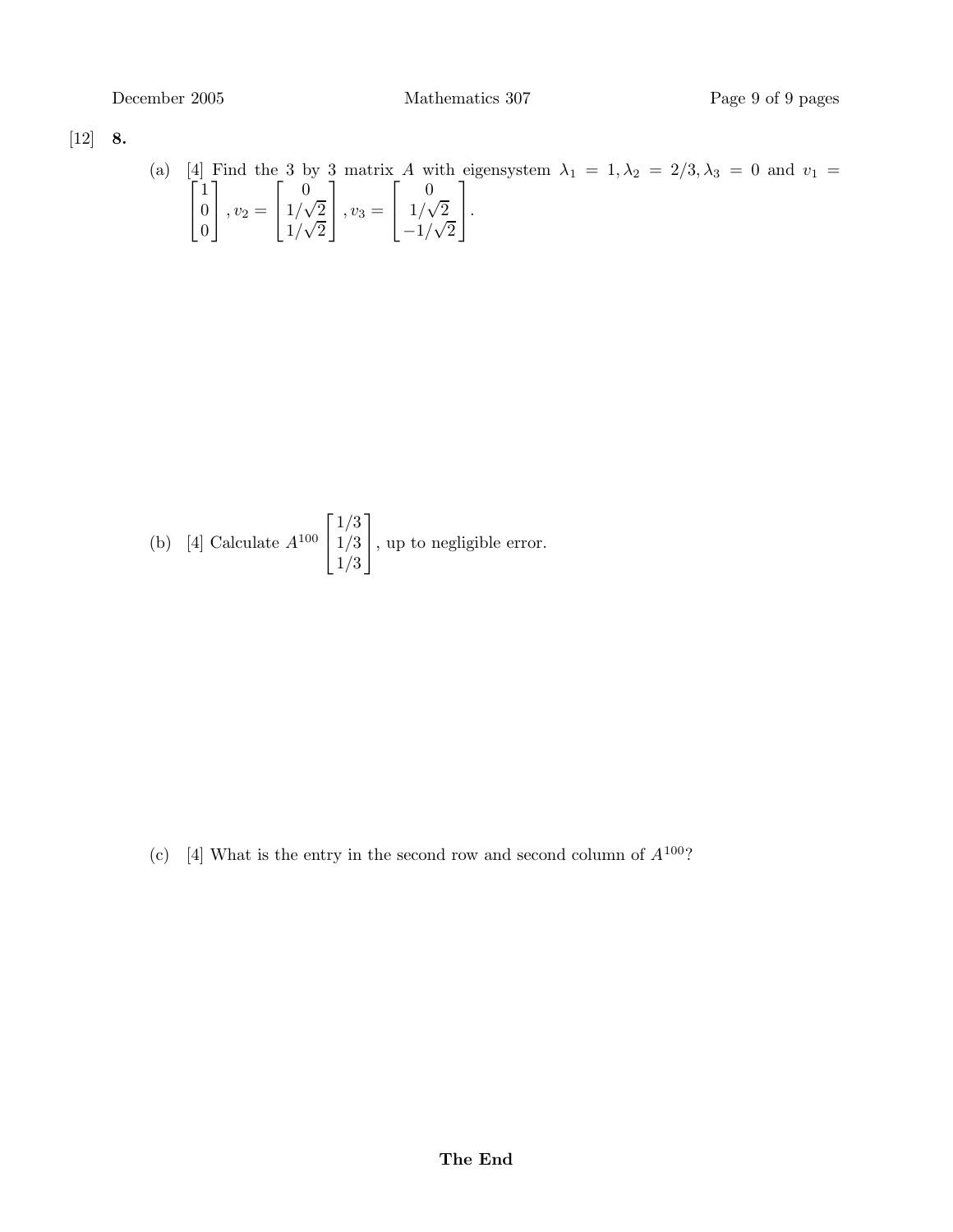[12] **8.**

(a) [4] Find the 3 by 3 matrix $A$ with eigensystem $\lambda_1 = 1, \lambda_2 = 2/3, \lambda_3 = 0$ and $v_1 = \begin{bmatrix} 1 \\ 0 \\ 0 \end{bmatrix}, v_2 = \begin{bmatrix} 0 \\ 1/\sqrt{2} \\ 1/\sqrt{2} \end{bmatrix}, v_3 = \begin{bmatrix} 0 \\ 1/\sqrt{2} \\ -1/\sqrt{2} \end{bmatrix}$.

(b) [4] Calculate $A^{100} \begin{bmatrix} 1/3 \\ 1/3 \\ 1/3 \end{bmatrix}$, up to negligible error.

(c) [4] What is the entry in the second row and second column of $A^{100}$?

**The End**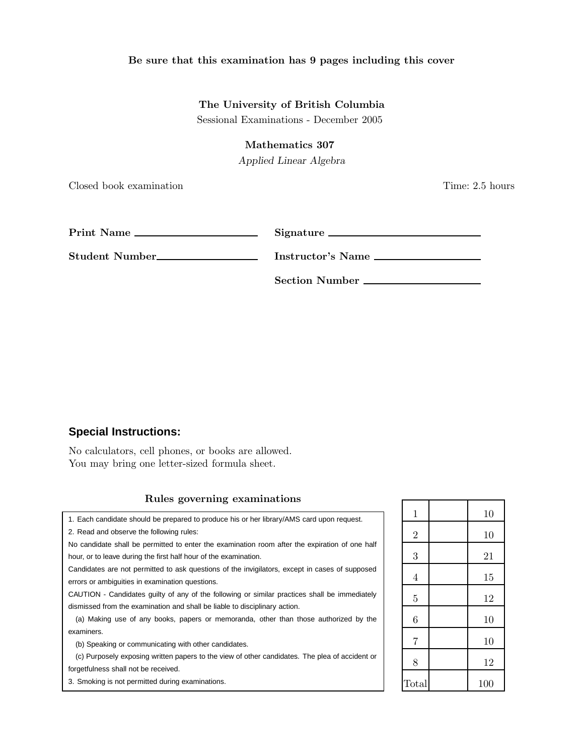**Be sure that this examination has 9 pages including this cover**

**The University of British Columbia**

Sessional Examinations - December 2005

**Mathematics 307**

*Applied Linear Algebra*

Closed book examination

Time: 2.5 hours

**Print Name** ____________________

**Signature** ____________________

**Student Number** ____________________

**Instructor's Name** ____________________

**Section Number** ____________________

## Special Instructions:

No calculators, cell phones, or books are allowed.
You may bring one letter-sized formula sheet.

### Rules governing examinations

1. Each candidate should be prepared to produce his or her library/AMS card upon request.
2. Read and observe the following rules:

No candidate shall be permitted to enter the examination room after the expiration of one half hour, or to leave during the first half hour of the examination.

Candidates are not permitted to ask questions of the invigilators, except in cases of supposed errors or ambiguities in examination questions.

CAUTION - Candidates guilty of any of the following or similar practices shall be immediately dismissed from the examination and shall be liable to disciplinary action.

(a) Making use of any books, papers or memoranda, other than those authorized by the examiners.

(b) Speaking or communicating with other candidates.

(c) Purposely exposing written papers to the view of other candidates. The plea of accident or forgetfulness shall not be received.

3. Smoking is not permitted during examinations.

| | | |
|---|---|---|
| 1 | | 10 |
| 2 | | 10 |
| 3 | | 21 |
| 4 | | 15 |
| 5 | | 12 |
| 6 | | 10 |
| 7 | | 10 |
| 8 | | 12 |
| Total | | 100 |